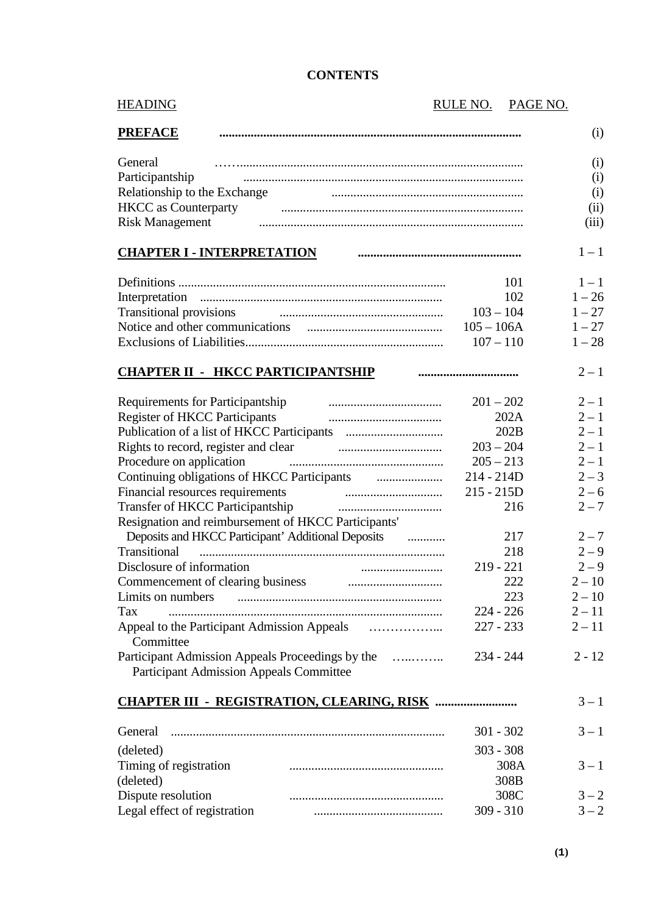# CONTENTS

| HEADING | RULE NO. | PAGE NO. |
|---|---|---|
| **PREFACE** | | (i) |
| General | | (i) |
| Participantship | | (i) |
| Relationship to the Exchange | | (i) |
| HKCC as Counterparty | | (ii) |
| Risk Management | | (iii) |
| **CHAPTER I - INTERPRETATION** | | 1 – 1 |
| Definitions | 101 | 1 – 1 |
| Interpretation | 102 | 1 – 26 |
| Transitional provisions | 103 – 104 | 1 – 27 |
| Notice and other communications | 105 – 106A | 1 – 27 |
| Exclusions of Liabilities | 107 – 110 | 1 – 28 |
| **CHAPTER II - HKCC PARTICIPANTSHIP** | | 2 – 1 |
| Requirements for Participantship | 201 – 202 | 2 – 1 |
| Register of HKCC Participants | 202A | 2 – 1 |
| Publication of a list of HKCC Participants | 202B | 2 – 1 |
| Rights to record, register and clear | 203 – 204 | 2 – 1 |
| Procedure on application | 205 – 213 | 2 – 1 |
| Continuing obligations of HKCC Participants | 214 - 214D | 2 – 3 |
| Financial resources requirements | 215 - 215D | 2 – 6 |
| Transfer of HKCC Participantship | 216 | 2 – 7 |
| Resignation and reimbursement of HKCC Participants' Deposits and HKCC Participant' Additional Deposits | 217 | 2 – 7 |
| Transitional | 218 | 2 – 9 |
| Disclosure of information | 219 - 221 | 2 – 9 |
| Commencement of clearing business | 222 | 2 – 10 |
| Limits on numbers | 223 | 2 – 10 |
| Tax | 224 - 226 | 2 – 11 |
| Appeal to the Participant Admission Appeals Committee | 227 - 233 | 2 – 11 |
| Participant Admission Appeals Proceedings by the Participant Admission Appeals Committee | 234 - 244 | 2 - 12 |
| **CHAPTER III - REGISTRATION, CLEARING, RISK** | | 3 – 1 |
| General | 301 - 302 | 3 – 1 |
| (deleted) | 303 - 308 | |
| Timing of registration | 308A | 3 – 1 |
| (deleted) | 308B | |
| Dispute resolution | 308C | 3 – 2 |
| Legal effect of registration | 309 - 310 | 3 – 2 |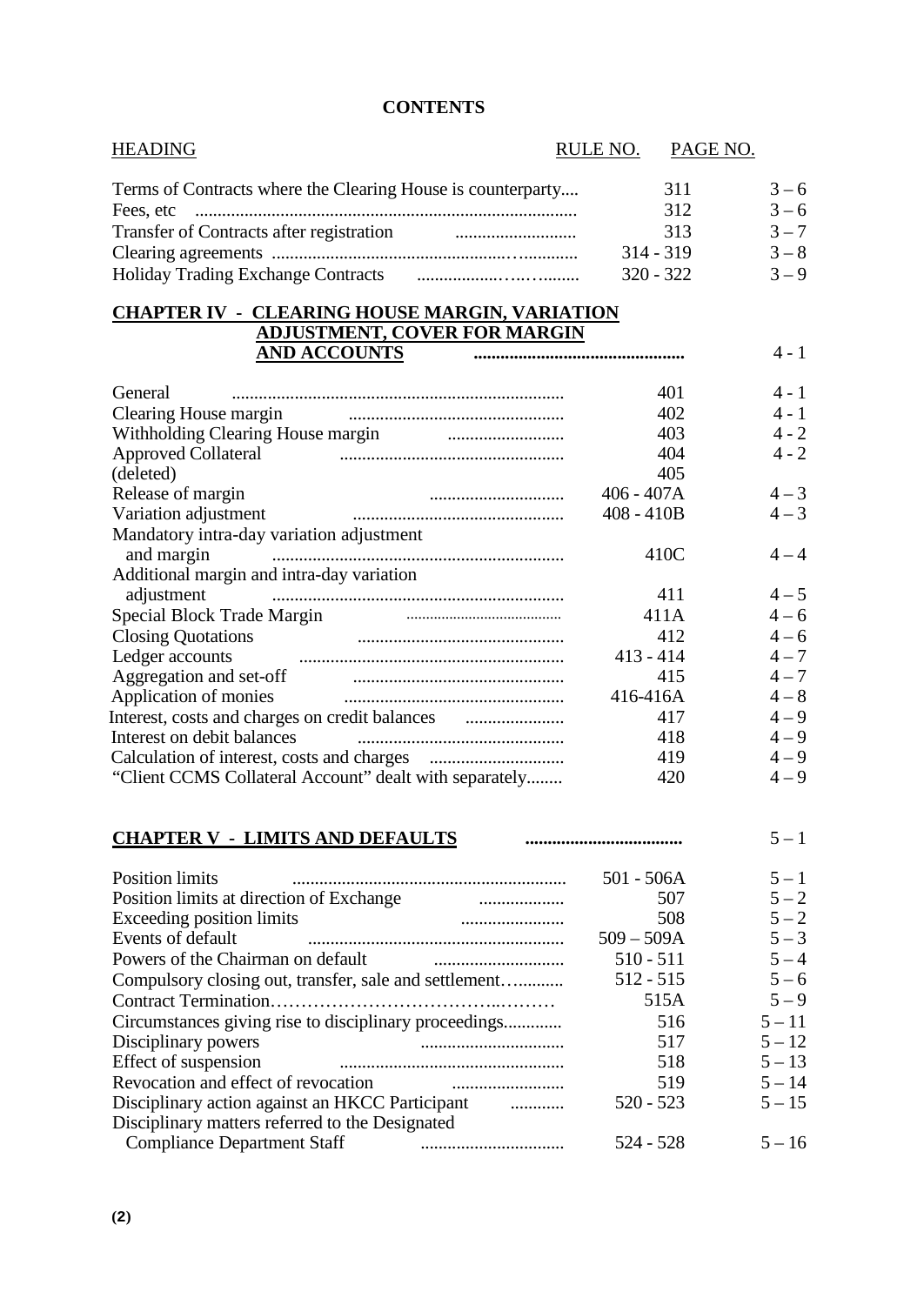**CONTENTS**

| HEADING | RULE NO. | PAGE NO. |
|---|---|---|
| Terms of Contracts where the Clearing House is counterparty.... | 311 | 3 – 6 |
| Fees, etc .................................................................................... | 312 | 3 – 6 |
| Transfer of Contracts after registration .......................... | 313 | 3 – 7 |
| Clearing agreements ................................................................ | 314 - 319 | 3 – 8 |
| Holiday Trading Exchange Contracts ................................ | 320 - 322 | 3 – 9 |
| **CHAPTER IV - CLEARING HOUSE MARGIN, VARIATION ADJUSTMENT, COVER FOR MARGIN AND ACCOUNTS** ............................................ | | 4 - 1 |
| General ........................................................................ | 401 | 4 - 1 |
| Clearing House margin ............................................... | 402 | 4 - 1 |
| Withholding Clearing House margin .......................... | 403 | 4 - 2 |
| Approved Collateral ................................................ | 404 | 4 - 2 |
| (deleted) | 405 | |
| Release of margin ............................ | 406 - 407A | 4 – 3 |
| Variation adjustment .............................................. | 408 - 410B | 4 – 3 |
| Mandatory intra-day variation adjustment and margin ................................................................ | 410C | 4 – 4 |
| Additional margin and intra-day variation adjustment ................................................................ | 411 | 4 – 5 |
| Special Block Trade Margin ........................................ | 411A | 4 – 6 |
| Closing Quotations ............................................ | 412 | 4 – 6 |
| Ledger accounts .......................................................... | 413 - 414 | 4 – 7 |
| Aggregation and set-off .............................................. | 415 | 4 – 7 |
| Application of monies ................................................ | 416-416A | 4 – 8 |
| Interest, costs and charges on credit balances ...................... | 417 | 4 – 9 |
| Interest on debit balances ............................................ | 418 | 4 – 9 |
| Calculation of interest, costs and charges ............................ | 419 | 4 – 9 |
| "Client CCMS Collateral Account" dealt with separately........ | 420 | 4 – 9 |
| **CHAPTER V - LIMITS AND DEFAULTS** .................................. | | 5 – 1 |
| Position limits ............................................................ | 501 - 506A | 5 – 1 |
| Position limits at direction of Exchange .................. | 507 | 5 – 2 |
| Exceeding position limits ...................... | 508 | 5 – 2 |
| Events of default ........................................................ | 509 – 509A | 5 – 3 |
| Powers of the Chairman on default ............................ | 510 - 511 | 5 – 4 |
| Compulsory closing out, transfer, sale and settlement…......... | 512 - 515 | 5 – 6 |
| Contract Termination……………………………..……… | 515A | 5 – 9 |
| Circumstances giving rise to disciplinary proceedings............ | 516 | 5 – 11 |
| Disciplinary powers ................................ | 517 | 5 – 12 |
| Effect of suspension ................................................ | 518 | 5 – 13 |
| Revocation and effect of revocation ........................ | 519 | 5 – 14 |
| Disciplinary action against an HKCC Participant ........... | 520 - 523 | 5 – 15 |
| Disciplinary matters referred to the Designated Compliance Department Staff ................................ | 524 - 528 | 5 – 16 |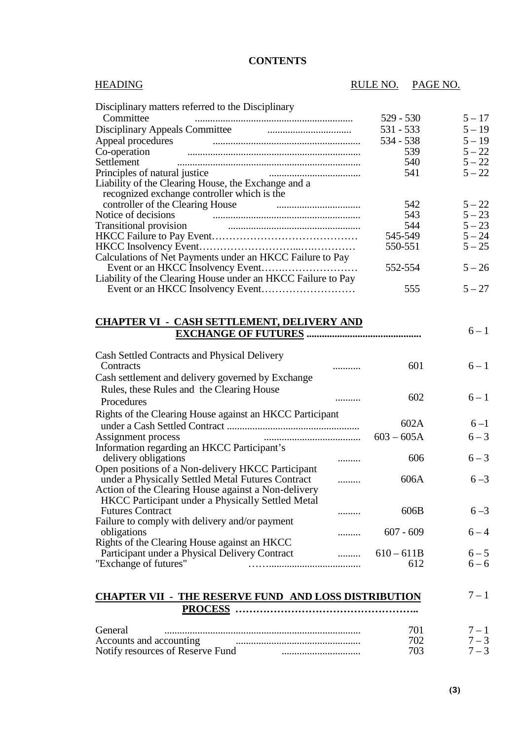## CONTENTS

| HEADING | RULE NO. | PAGE NO. |
|---|---|---|
| Disciplinary matters referred to the Disciplinary Committee | 529 - 530 | 5 – 17 |
| Disciplinary Appeals Committee | 531 - 533 | 5 – 19 |
| Appeal procedures | 534 - 538 | 5 – 19 |
| Co-operation | 539 | 5 – 22 |
| Settlement | 540 | 5 – 22 |
| Principles of natural justice | 541 | 5 – 22 |
| Liability of the Clearing House, the Exchange and a recognized exchange controller which is the controller of the Clearing House | 542 | 5 – 22 |
| Notice of decisions | 543 | 5 – 23 |
| Transitional provision | 544 | 5 – 23 |
| HKCC Failure to Pay Event | 545-549 | 5 – 24 |
| HKCC Insolvency Event | 550-551 | 5 – 25 |
| Calculations of Net Payments under an HKCC Failure to Pay Event or an HKCC Insolvency Event | 552-554 | 5 – 26 |
| Liability of the Clearing House under an HKCC Failure to Pay Event or an HKCC Insolvency Event | 555 | 5 – 27 |
| **CHAPTER VI - CASH SETTLEMENT, DELIVERY AND EXCHANGE OF FUTURES** | | 6 – 1 |
| Cash Settled Contracts and Physical Delivery Contracts | 601 | 6 – 1 |
| Cash settlement and delivery governed by Exchange Rules, these Rules and the Clearing House Procedures | 602 | 6 – 1 |
| Rights of the Clearing House against an HKCC Participant under a Cash Settled Contract | 602A | 6 –1 |
| Assignment process | 603 – 605A | 6 – 3 |
| Information regarding an HKCC Participant's delivery obligations | 606 | 6 – 3 |
| Open positions of a Non-delivery HKCC Participant under a Physically Settled Metal Futures Contract | 606A | 6 –3 |
| Action of the Clearing House against a Non-delivery HKCC Participant under a Physically Settled Metal Futures Contract | 606B | 6 –3 |
| Failure to comply with delivery and/or payment obligations | 607 - 609 | 6 – 4 |
| Rights of the Clearing House against an HKCC Participant under a Physical Delivery Contract | 610 – 611B | 6 – 5 |
| "Exchange of futures" | 612 | 6 – 6 |
| **CHAPTER VII - THE RESERVE FUND AND LOSS DISTRIBUTION PROCESS** | | 7 – 1 |
| General | 701 | 7 – 1 |
| Accounts and accounting | 702 | 7 – 3 |
| Notify resources of Reserve Fund | 703 | 7 – 3 |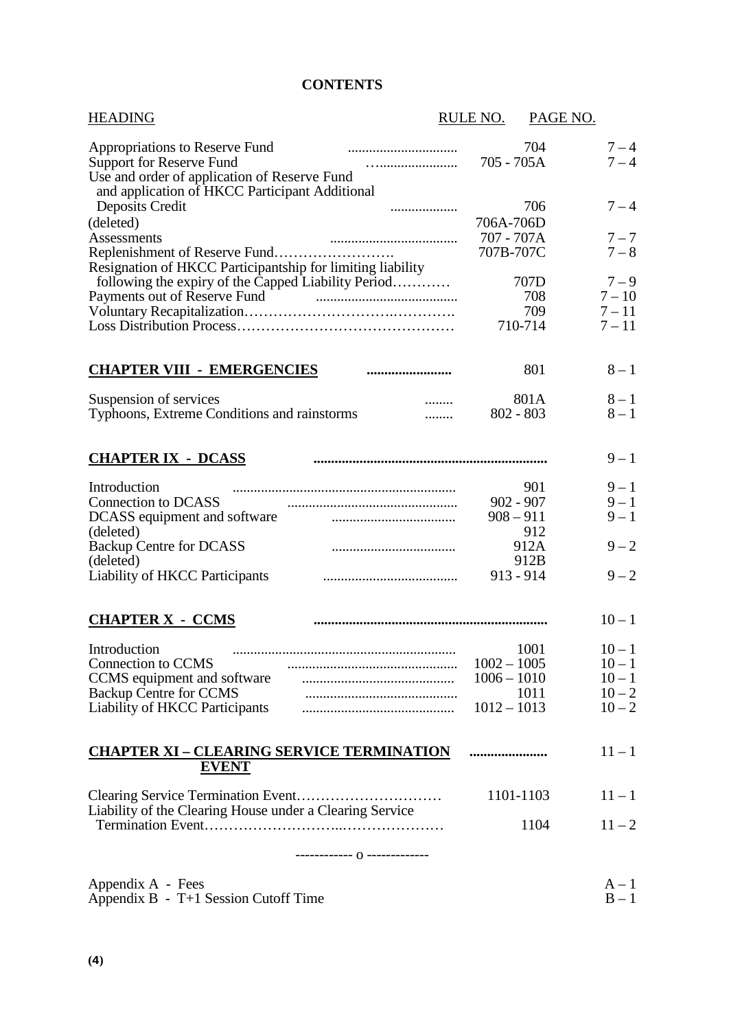# CONTENTS

| HEADING | RULE NO. | PAGE NO. |
|---|---|---|
| Appropriations to Reserve Fund | 704 | 7 – 4 |
| Support for Reserve Fund | 705 - 705A | 7 – 4 |
| Use and order of application of Reserve Fund and application of HKCC Participant Additional Deposits Credit | 706 | 7 – 4 |
| (deleted) | 706A-706D | |
| Assessments | 707 - 707A | 7 – 7 |
| Replenishment of Reserve Fund | 707B-707C | 7 – 8 |
| Resignation of HKCC Participantship for limiting liability following the expiry of the Capped Liability Period | 707D | 7 – 9 |
| Payments out of Reserve Fund | 708 | 7 – 10 |
| Voluntary Recapitalization | 709 | 7 – 11 |
| Loss Distribution Process | 710-714 | 7 – 11 |
| **CHAPTER VIII - EMERGENCIES** | 801 | 8 – 1 |
| Suspension of services | 801A | 8 – 1 |
| Typhoons, Extreme Conditions and rainstorms | 802 - 803 | 8 – 1 |
| **CHAPTER IX - DCASS** | | 9 – 1 |
| Introduction | 901 | 9 – 1 |
| Connection to DCASS | 902 - 907 | 9 – 1 |
| DCASS equipment and software | 908 – 911 | 9 – 1 |
| (deleted) | 912 | |
| Backup Centre for DCASS | 912A | 9 – 2 |
| (deleted) | 912B | |
| Liability of HKCC Participants | 913 - 914 | 9 – 2 |
| **CHAPTER X - CCMS** | | 10 – 1 |
| Introduction | 1001 | 10 – 1 |
| Connection to CCMS | 1002 – 1005 | 10 – 1 |
| CCMS equipment and software | 1006 – 1010 | 10 – 1 |
| Backup Centre for CCMS | 1011 | 10 – 2 |
| Liability of HKCC Participants | 1012 – 1013 | 10 – 2 |
| **CHAPTER XI – CLEARING SERVICE TERMINATION EVENT** | | 11 – 1 |
| Clearing Service Termination Event | 1101-1103 | 11 – 1 |
| Liability of the Clearing House under a Clearing Service Termination Event | 1104 | 11 – 2 |

------------ o -------------

| | |
|---|---|
| Appendix A - Fees | A – 1 |
| Appendix B - T+1 Session Cutoff Time | B – 1 |